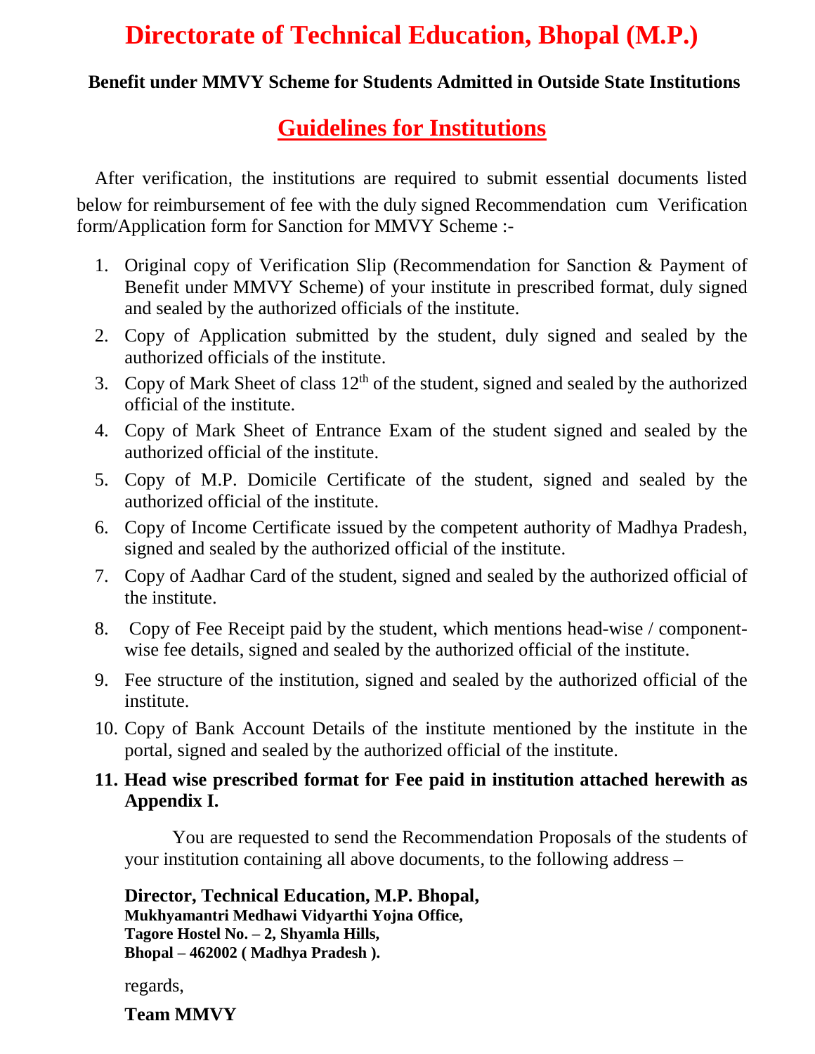# Directorate of Technical Education, Bhopal (M.P.)

**Benefit under MMVY Scheme for Students Admitted in Outside State Institutions**

## Guidelines for Institutions

After verification, the institutions are required to submit essential documents listed below for reimbursement of fee with the duly signed Recommendation cum Verification form/Application form for Sanction for MMVY Scheme :-

1. Original copy of Verification Slip (Recommendation for Sanction & Payment of Benefit under MMVY Scheme) of your institute in prescribed format, duly signed and sealed by the authorized officials of the institute.
2. Copy of Application submitted by the student, duly signed and sealed by the authorized officials of the institute.
3. Copy of Mark Sheet of class 12th of the student, signed and sealed by the authorized official of the institute.
4. Copy of Mark Sheet of Entrance Exam of the student signed and sealed by the authorized official of the institute.
5. Copy of M.P. Domicile Certificate of the student, signed and sealed by the authorized official of the institute.
6. Copy of Income Certificate issued by the competent authority of Madhya Pradesh, signed and sealed by the authorized official of the institute.
7. Copy of Aadhar Card of the student, signed and sealed by the authorized official of the institute.
8. Copy of Fee Receipt paid by the student, which mentions head-wise / component-wise fee details, signed and sealed by the authorized official of the institute.
9. Fee structure of the institution, signed and sealed by the authorized official of the institute.
10. Copy of Bank Account Details of the institute mentioned by the institute in the portal, signed and sealed by the authorized official of the institute.
11. **Head wise prescribed format for Fee paid in institution attached herewith as Appendix I.**

You are requested to send the Recommendation Proposals of the students of your institution containing all above documents, to the following address –

**Director, Technical Education, M.P. Bhopal,**
**Mukhyamantri Medhawi Vidyarthi Yojna Office,**
**Tagore Hostel No. – 2, Shyamla Hills,**
**Bhopal – 462002 ( Madhya Pradesh ).**

regards,

**Team MMVY**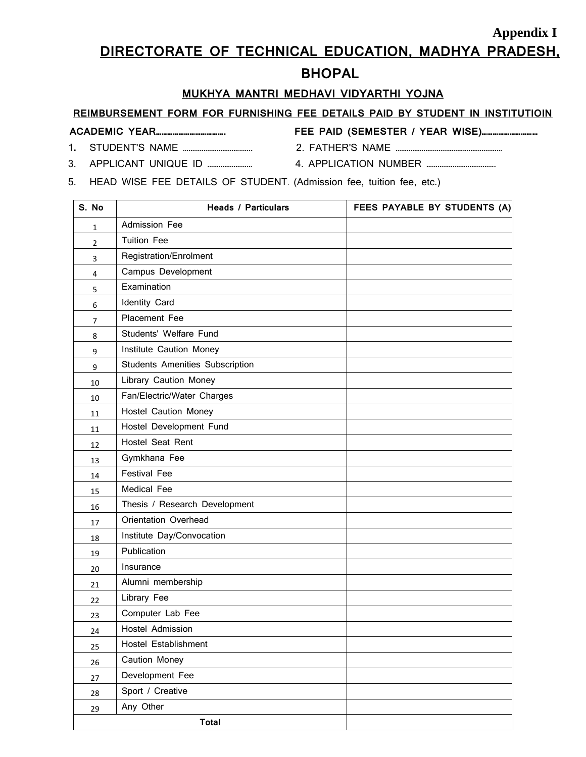**Appendix I**

# DIRECTORATE OF TECHNICAL EDUCATION, MADHYA PRADESH, BHOPAL

## MUKHYA MANTRI MEDHAVI VIDYARTHI YOJNA

### REIMBURSEMENT FORM FOR FURNISHING FEE DETAILS PAID BY STUDENT IN INSTITUTIOIN

**ACADEMIC YEAR…………………………….** **FEE PAID (SEMESTER / YEAR WISE)…………………………**

1. STUDENT'S NAME ……………………………… 2. FATHER'S NAME …………………………………………………
3. APPLICANT UNIQUE ID …………………… 4. APPLICATION NUMBER ………………………………
5. HEAD WISE FEE DETAILS OF STUDENT. (Admission fee, tuition fee, etc.)

| S. No | Heads / Particulars | FEES PAYABLE BY STUDENTS (A) |
|---|---|---|
| 1 | Admission Fee | |
| 2 | Tuition Fee | |
| 3 | Registration/Enrolment | |
| 4 | Campus Development | |
| 5 | Examination | |
| 6 | Identity Card | |
| 7 | Placement Fee | |
| 8 | Students' Welfare Fund | |
| 9 | Institute Caution Money | |
| 9 | Students Amenities Subscription | |
| 10 | Library Caution Money | |
| 10 | Fan/Electric/Water Charges | |
| 11 | Hostel Caution Money | |
| 11 | Hostel Development Fund | |
| 12 | Hostel Seat Rent | |
| 13 | Gymkhana Fee | |
| 14 | Festival Fee | |
| 15 | Medical Fee | |
| 16 | Thesis / Research Development | |
| 17 | Orientation Overhead | |
| 18 | Institute Day/Convocation | |
| 19 | Publication | |
| 20 | Insurance | |
| 21 | Alumni membership | |
| 22 | Library Fee | |
| 23 | Computer Lab Fee | |
| 24 | Hostel Admission | |
| 25 | Hostel Establishment | |
| 26 | Caution Money | |
| 27 | Development Fee | |
| 28 | Sport / Creative | |
| 29 | Any Other | |
| **Total** | | |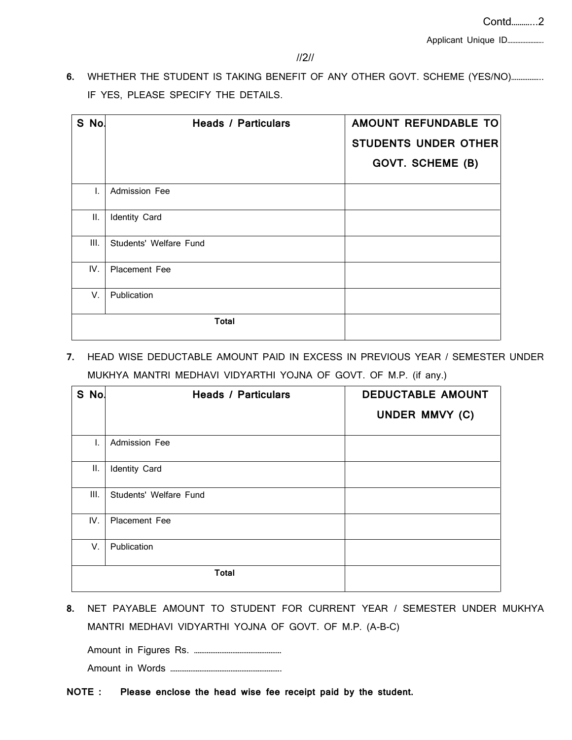Contd...........2

Applicant Unique ID.....................

//2//

**6.** WHETHER THE STUDENT IS TAKING BENEFIT OF ANY OTHER GOVT. SCHEME (YES/NO)................. IF YES, PLEASE SPECIFY THE DETAILS.

| S No. | Heads / Particulars | AMOUNT REFUNDABLE TO STUDENTS UNDER OTHER GOVT. SCHEME (B) |
|---|---|---|
| I. | Admission Fee | |
| II. | Identity Card | |
| III. | Students' Welfare Fund | |
| IV. | Placement Fee | |
| V. | Publication | |
| | **Total** | |

**7.** HEAD WISE DEDUCTABLE AMOUNT PAID IN EXCESS IN PREVIOUS YEAR / SEMESTER UNDER MUKHYA MANTRI MEDHAVI VIDYARTHI YOJNA OF GOVT. OF M.P. (if any.)

| S No. | Heads / Particulars | DEDUCTABLE AMOUNT UNDER MMVY (C) |
|---|---|---|
| I. | Admission Fee | |
| II. | Identity Card | |
| III. | Students' Welfare Fund | |
| IV. | Placement Fee | |
| V. | Publication | |
| | **Total** | |

**8.** NET PAYABLE AMOUNT TO STUDENT FOR CURRENT YEAR / SEMESTER UNDER MUKHYA MANTRI MEDHAVI VIDYARTHI YOJNA OF GOVT. OF M.P. (A-B-C)

Amount in Figures Rs. ................................................

Amount in Words ............................................................

**NOTE : Please enclose the head wise fee receipt paid by the student.**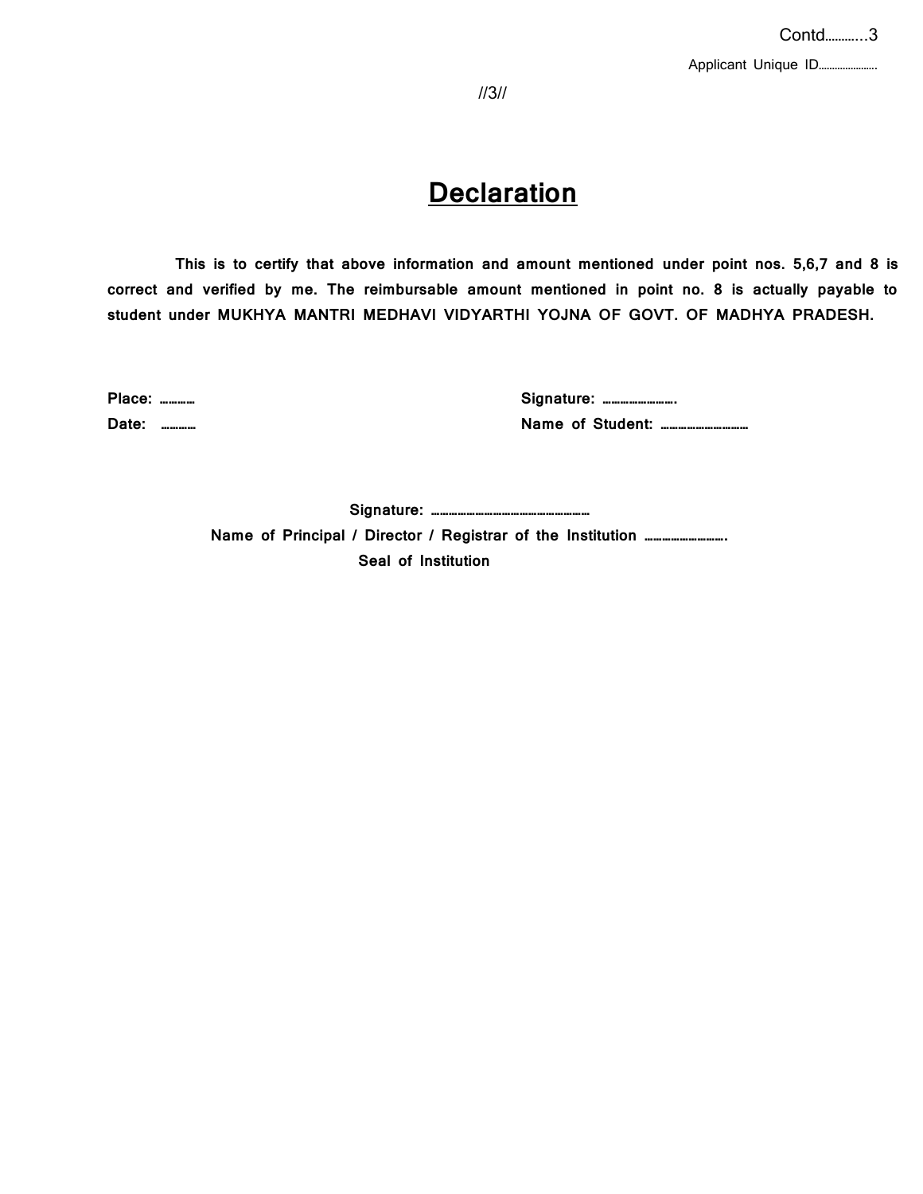Contd............3

Applicant Unique ID......................

//3//

# Declaration

This is to certify that above information and amount mentioned under point nos. 5,6,7 and 8 is correct and verified by me. The reimbursable amount mentioned in point no. 8 is actually payable to student under MUKHYA MANTRI MEDHAVI VIDYARTHI YOJNA OF GOVT. OF MADHYA PRADESH.

**Place:** ............ **Signature:** .........................

**Date:** ............ **Name of Student:** ..............................

**Signature:** .........................................................

**Name of Principal / Director / Registrar of the Institution** ............................

**Seal of Institution**